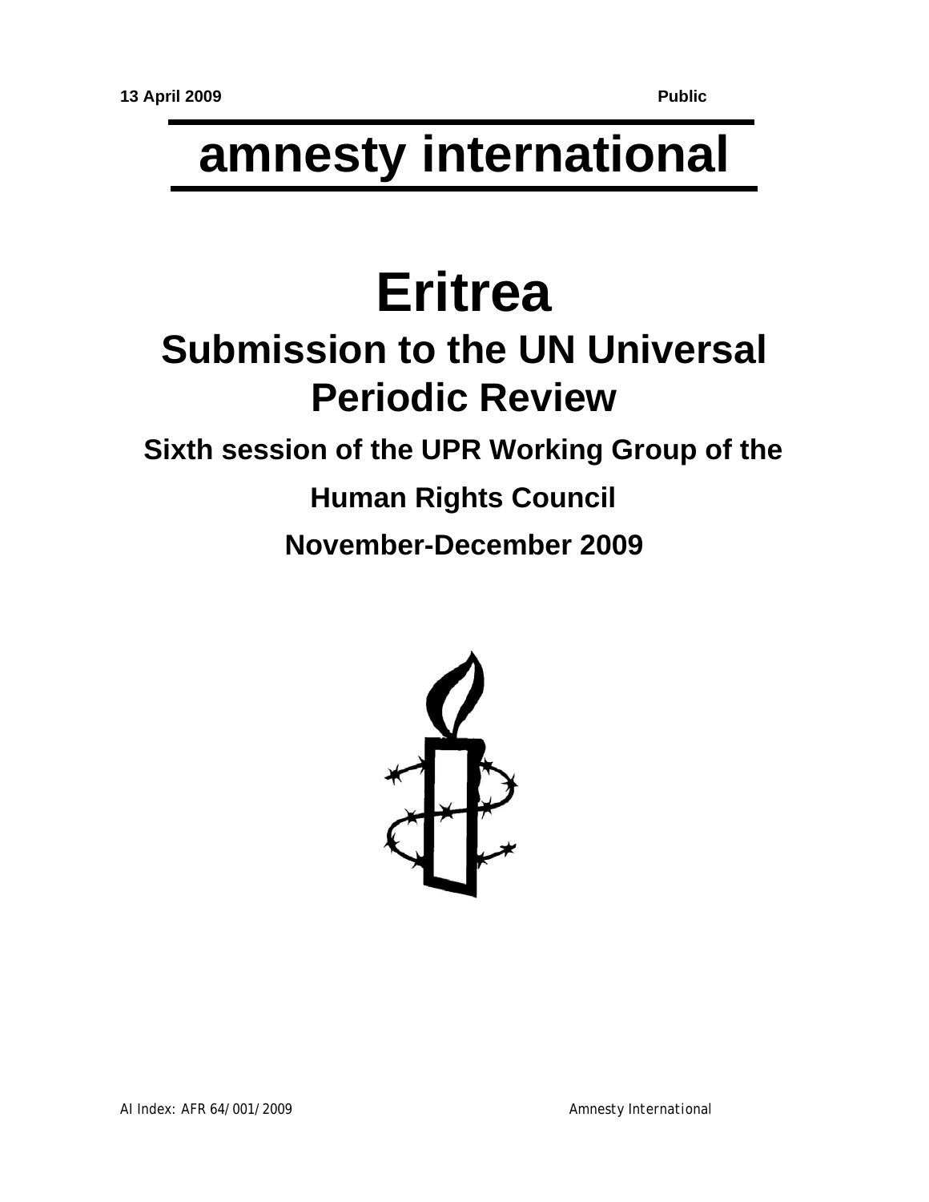**13 April 2009** **Public**

# amnesty international

# Eritrea

## Submission to the UN Universal Periodic Review

### Sixth session of the UPR Working Group of the Human Rights Council

### November-December 2009

AI Index: AFR 64/001/2009 Amnesty International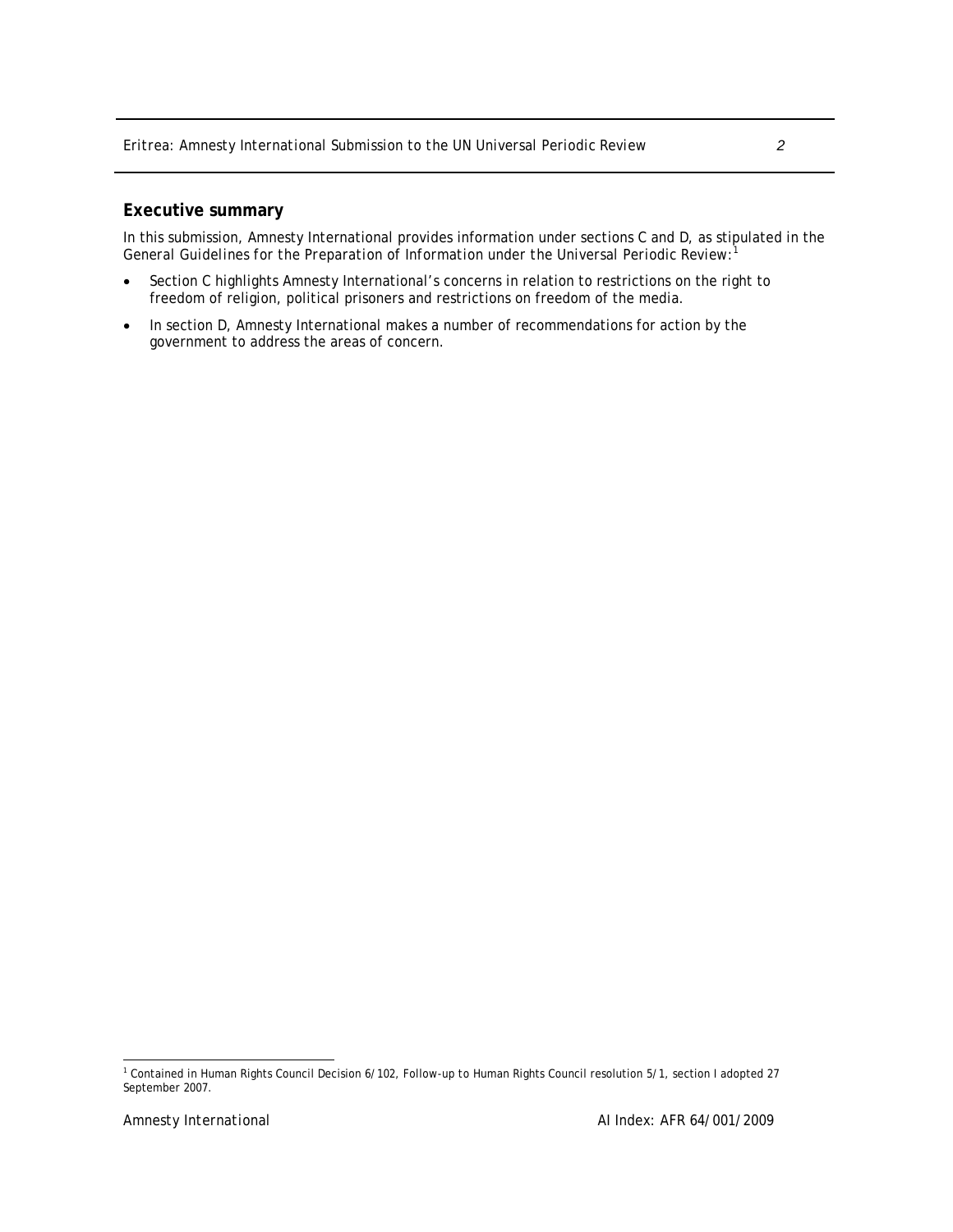## Executive summary

In this submission, Amnesty International provides information under sections C and D, as stipulated in the *General Guidelines for the Preparation of Information under the Universal Periodic Review*:[1]

- Section C highlights Amnesty International's concerns in relation to restrictions on the right to freedom of religion, political prisoners and restrictions on freedom of the media.
- In section D, Amnesty International makes a number of recommendations for action by the government to address the areas of concern.

[1] Contained in Human Rights Council Decision 6/102, Follow-up to Human Rights Council resolution 5/1, section I adopted 27 September 2007.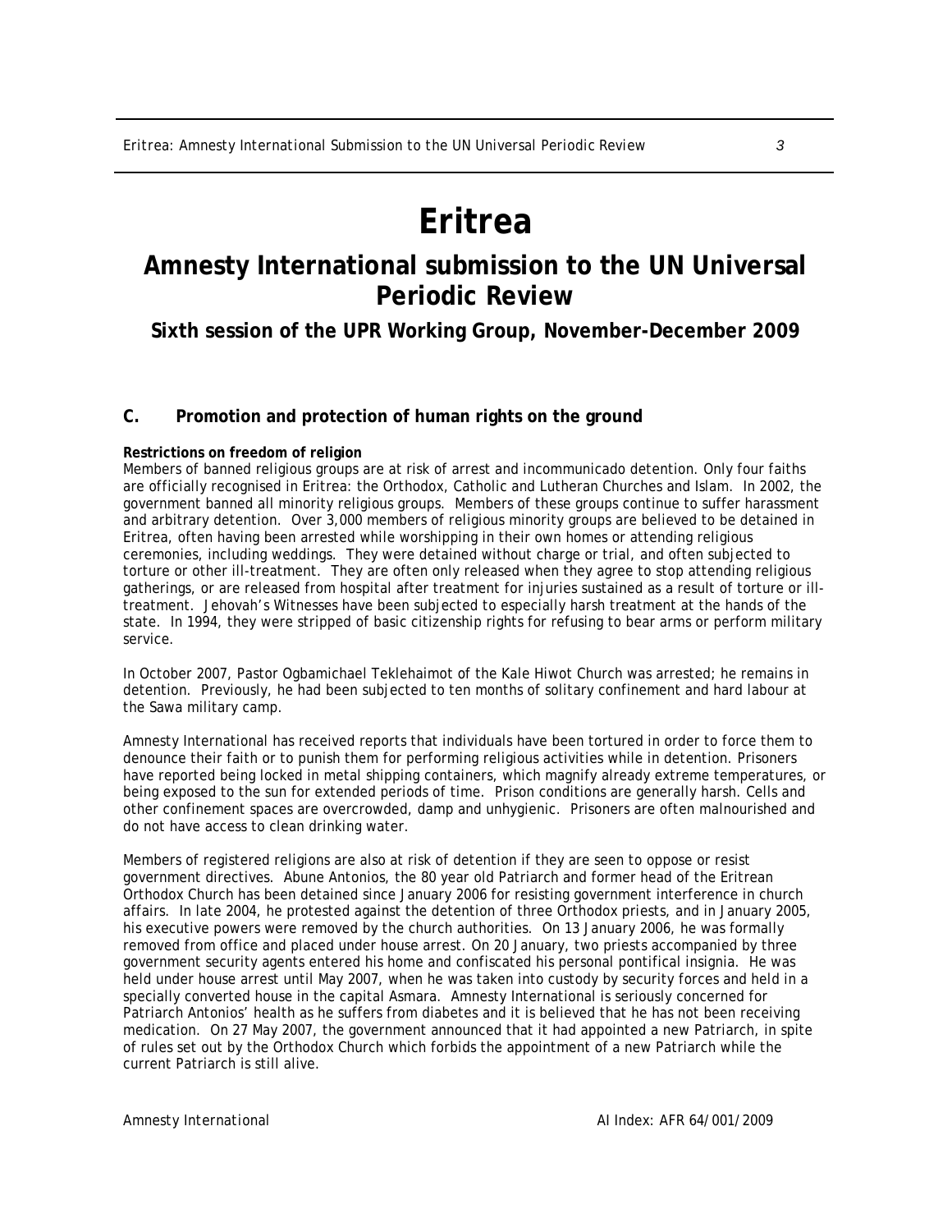# Eritrea

## Amnesty International submission to the UN Universal Periodic Review

### Sixth session of the UPR Working Group, November-December 2009

## C. Promotion and protection of human rights on the ground

**Restrictions on freedom of religion**

Members of banned religious groups are at risk of arrest and incommunicado detention. Only four faiths are officially recognised in Eritrea: the Orthodox, Catholic and Lutheran Churches and Islam. In 2002, the government banned all minority religious groups. Members of these groups continue to suffer harassment and arbitrary detention. Over 3,000 members of religious minority groups are believed to be detained in Eritrea, often having been arrested while worshipping in their own homes or attending religious ceremonies, including weddings. They were detained without charge or trial, and often subjected to torture or other ill-treatment. They are often only released when they agree to stop attending religious gatherings, or are released from hospital after treatment for injuries sustained as a result of torture or ill-treatment. Jehovah's Witnesses have been subjected to especially harsh treatment at the hands of the state. In 1994, they were stripped of basic citizenship rights for refusing to bear arms or perform military service.

In October 2007, Pastor Ogbamichael Teklehaimot of the Kale Hiwot Church was arrested; he remains in detention. Previously, he had been subjected to ten months of solitary confinement and hard labour at the Sawa military camp.

Amnesty International has received reports that individuals have been tortured in order to force them to denounce their faith or to punish them for performing religious activities while in detention. Prisoners have reported being locked in metal shipping containers, which magnify already extreme temperatures, or being exposed to the sun for extended periods of time. Prison conditions are generally harsh. Cells and other confinement spaces are overcrowded, damp and unhygienic. Prisoners are often malnourished and do not have access to clean drinking water.

Members of registered religions are also at risk of detention if they are seen to oppose or resist government directives. Abune Antonios, the 80 year old Patriarch and former head of the Eritrean Orthodox Church has been detained since January 2006 for resisting government interference in church affairs. In late 2004, he protested against the detention of three Orthodox priests, and in January 2005, his executive powers were removed by the church authorities. On 13 January 2006, he was formally removed from office and placed under house arrest. On 20 January, two priests accompanied by three government security agents entered his home and confiscated his personal pontifical insignia. He was held under house arrest until May 2007, when he was taken into custody by security forces and held in a specially converted house in the capital Asmara. Amnesty International is seriously concerned for Patriarch Antonios' health as he suffers from diabetes and it is believed that he has not been receiving medication. On 27 May 2007, the government announced that it had appointed a new Patriarch, in spite of rules set out by the Orthodox Church which forbids the appointment of a new Patriarch while the current Patriarch is still alive.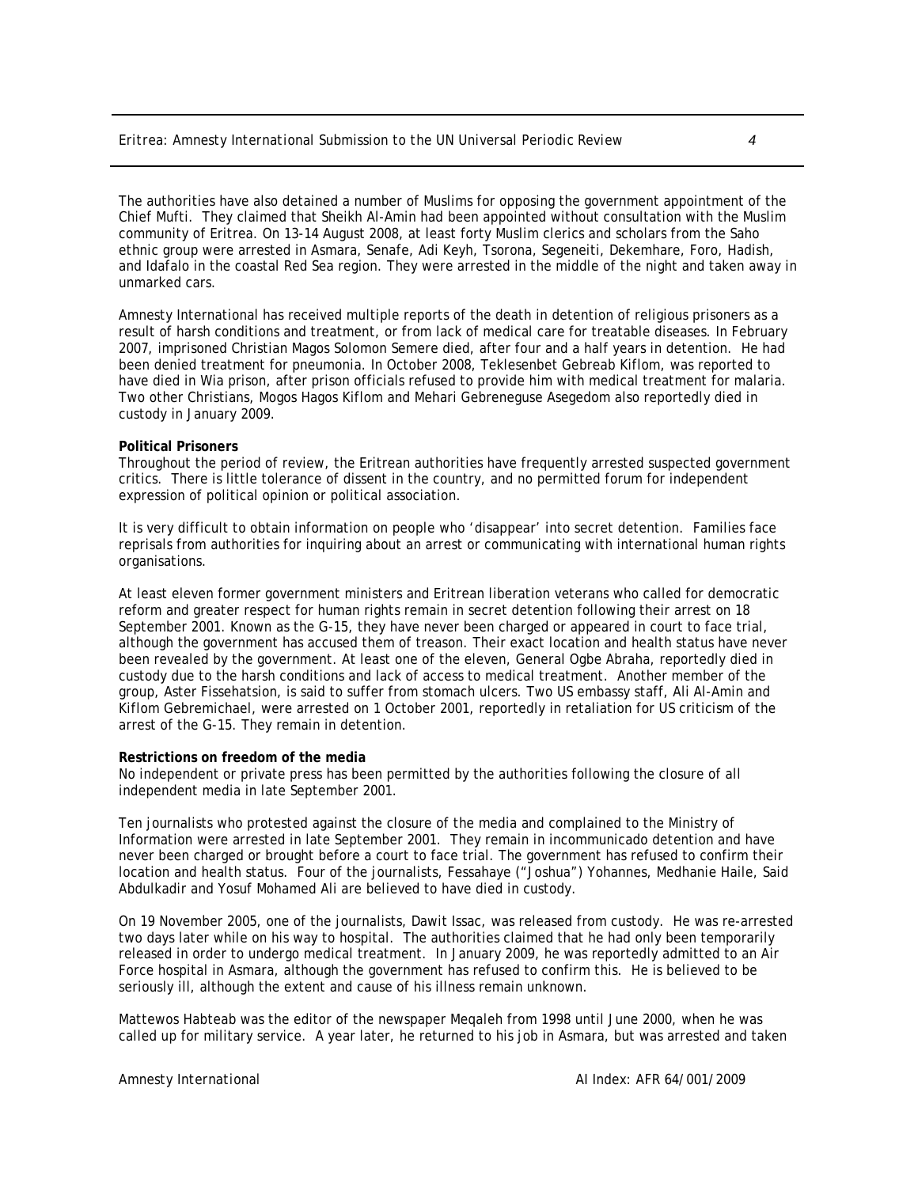The authorities have also detained a number of Muslims for opposing the government appointment of the Chief Mufti. They claimed that Sheikh Al-Amin had been appointed without consultation with the Muslim community of Eritrea. On 13-14 August 2008, at least forty Muslim clerics and scholars from the Saho ethnic group were arrested in Asmara, Senafe, Adi Keyh, Tsorona, Segeneiti, Dekemhare, Foro, Hadish, and Idafalo in the coastal Red Sea region. They were arrested in the middle of the night and taken away in unmarked cars.

Amnesty International has received multiple reports of the death in detention of religious prisoners as a result of harsh conditions and treatment, or from lack of medical care for treatable diseases. In February 2007, imprisoned Christian Magos Solomon Semere died, after four and a half years in detention. He had been denied treatment for pneumonia. In October 2008, Teklesenbet Gebreab Kiflom, was reported to have died in Wia prison, after prison officials refused to provide him with medical treatment for malaria. Two other Christians, Mogos Hagos Kiflom and Mehari Gebreneguse Asegedom also reportedly died in custody in January 2009.

**Political Prisoners**

Throughout the period of review, the Eritrean authorities have frequently arrested suspected government critics. There is little tolerance of dissent in the country, and no permitted forum for independent expression of political opinion or political association.

It is very difficult to obtain information on people who 'disappear' into secret detention. Families face reprisals from authorities for inquiring about an arrest or communicating with international human rights organisations.

At least eleven former government ministers and Eritrean liberation veterans who called for democratic reform and greater respect for human rights remain in secret detention following their arrest on 18 September 2001. Known as the G-15, they have never been charged or appeared in court to face trial, although the government has accused them of treason. Their exact location and health status have never been revealed by the government. At least one of the eleven, General Ogbe Abraha, reportedly died in custody due to the harsh conditions and lack of access to medical treatment. Another member of the group, Aster Fissehatsion, is said to suffer from stomach ulcers. Two US embassy staff, Ali Al-Amin and Kiflom Gebremichael, were arrested on 1 October 2001, reportedly in retaliation for US criticism of the arrest of the G-15. They remain in detention.

**Restrictions on freedom of the media**

No independent or private press has been permitted by the authorities following the closure of all independent media in late September 2001.

Ten journalists who protested against the closure of the media and complained to the Ministry of Information were arrested in late September 2001. They remain in incommunicado detention and have never been charged or brought before a court to face trial. The government has refused to confirm their location and health status. Four of the journalists, Fessahaye ("Joshua") Yohannes, Medhanie Haile, Said Abdulkadir and Yosuf Mohamed Ali are believed to have died in custody.

On 19 November 2005, one of the journalists, Dawit Issac, was released from custody. He was re-arrested two days later while on his way to hospital. The authorities claimed that he had only been temporarily released in order to undergo medical treatment. In January 2009, he was reportedly admitted to an Air Force hospital in Asmara, although the government has refused to confirm this. He is believed to be seriously ill, although the extent and cause of his illness remain unknown.

Mattewos Habteab was the editor of the newspaper Meqaleh from 1998 until June 2000, when he was called up for military service. A year later, he returned to his job in Asmara, but was arrested and taken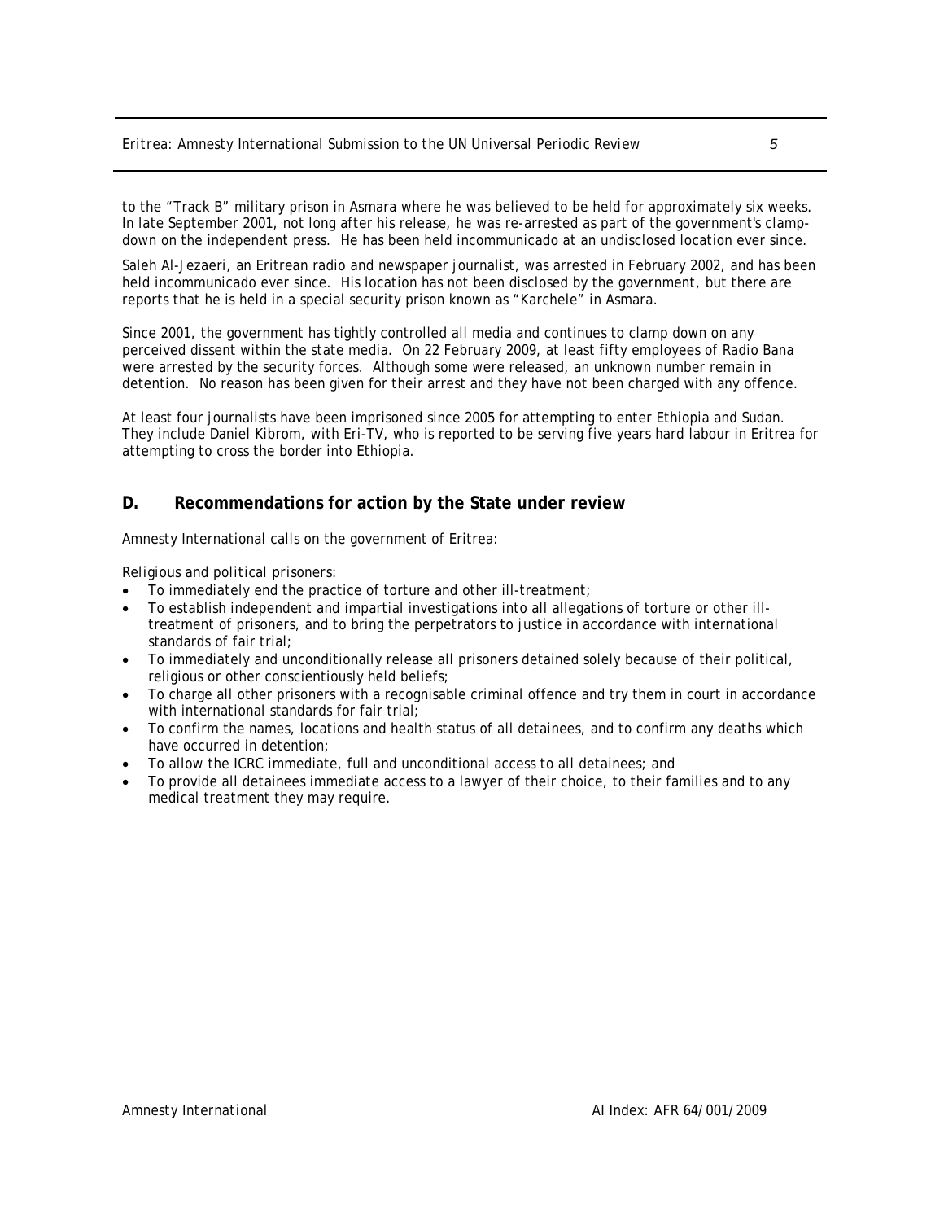to the "Track B" military prison in Asmara where he was believed to be held for approximately six weeks. In late September 2001, not long after his release, he was re-arrested as part of the government's clamp-down on the independent press. He has been held incommunicado at an undisclosed location ever since.

Saleh Al-Jezaeri, an Eritrean radio and newspaper journalist, was arrested in February 2002, and has been held incommunicado ever since. His location has not been disclosed by the government, but there are reports that he is held in a special security prison known as "Karchele" in Asmara.

Since 2001, the government has tightly controlled all media and continues to clamp down on any perceived dissent within the state media. On 22 February 2009, at least fifty employees of Radio Bana were arrested by the security forces. Although some were released, an unknown number remain in detention. No reason has been given for their arrest and they have not been charged with any offence.

At least four journalists have been imprisoned since 2005 for attempting to enter Ethiopia and Sudan. They include Daniel Kibrom, with Eri-TV, who is reported to be serving five years hard labour in Eritrea for attempting to cross the border into Ethiopia.

## D. Recommendations for action by the State under review

Amnesty International calls on the government of Eritrea:

*Religious and political prisoners:*

- To immediately end the practice of torture and other ill-treatment;
- To establish independent and impartial investigations into all allegations of torture or other ill-treatment of prisoners, and to bring the perpetrators to justice in accordance with international standards of fair trial;
- To immediately and unconditionally release all prisoners detained solely because of their political, religious or other conscientiously held beliefs;
- To charge all other prisoners with a recognisable criminal offence and try them in court in accordance with international standards for fair trial;
- To confirm the names, locations and health status of all detainees, and to confirm any deaths which have occurred in detention;
- To allow the ICRC immediate, full and unconditional access to all detainees; and
- To provide all detainees immediate access to a lawyer of their choice, to their families and to any medical treatment they may require.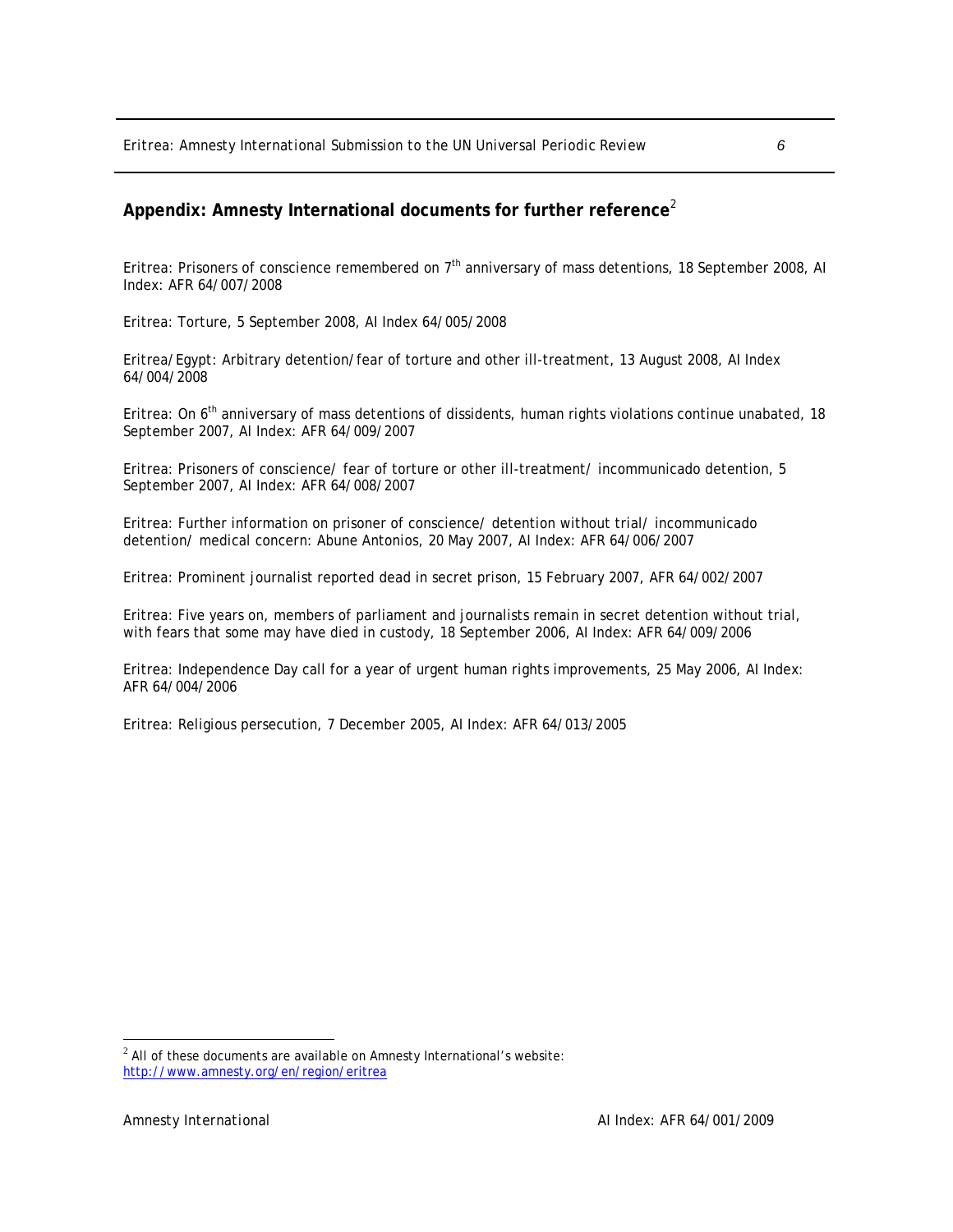## Appendix: Amnesty International documents for further reference[2]

Eritrea: Prisoners of conscience remembered on 7th anniversary of mass detentions, 18 September 2008, AI Index: AFR 64/007/2008

Eritrea: Torture, 5 September 2008, AI Index 64/005/2008

Eritrea/Egypt: Arbitrary detention/fear of torture and other ill-treatment, 13 August 2008, AI Index 64/004/2008

Eritrea: On 6th anniversary of mass detentions of dissidents, human rights violations continue unabated, 18 September 2007, AI Index: AFR 64/009/2007

Eritrea: Prisoners of conscience/ fear of torture or other ill-treatment/ incommunicado detention, 5 September 2007, AI Index: AFR 64/008/2007

Eritrea: Further information on prisoner of conscience/ detention without trial/ incommunicado detention/ medical concern: Abune Antonios, 20 May 2007, AI Index: AFR 64/006/2007

Eritrea: Prominent journalist reported dead in secret prison, 15 February 2007, AFR 64/002/2007

Eritrea: Five years on, members of parliament and journalists remain in secret detention without trial, with fears that some may have died in custody, 18 September 2006, AI Index: AFR 64/009/2006

Eritrea: Independence Day call for a year of urgent human rights improvements, 25 May 2006, AI Index: AFR 64/004/2006

Eritrea: Religious persecution, 7 December 2005, AI Index: AFR 64/013/2005

---

[2] All of these documents are available on Amnesty International's website: http://www.amnesty.org/en/region/eritrea